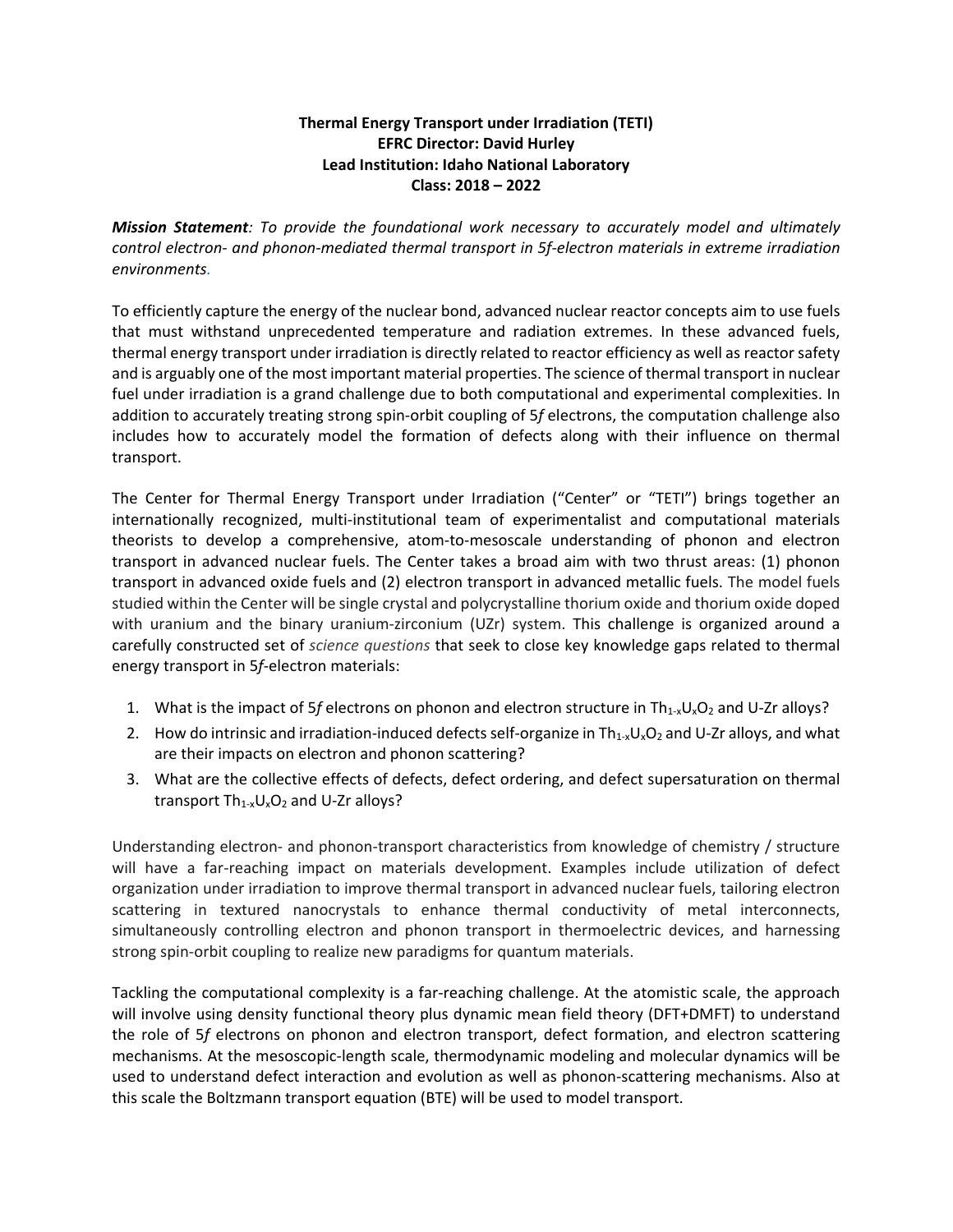**Thermal Energy Transport under Irradiation (TETI)**
**EFRC Director: David Hurley**
**Lead Institution: Idaho National Laboratory**
**Class: 2018 – 2022**

***Mission Statement****: To provide the foundational work necessary to accurately model and ultimately control electron- and phonon-mediated thermal transport in 5f-electron materials in extreme irradiation environments.*

To efficiently capture the energy of the nuclear bond, advanced nuclear reactor concepts aim to use fuels that must withstand unprecedented temperature and radiation extremes. In these advanced fuels, thermal energy transport under irradiation is directly related to reactor efficiency as well as reactor safety and is arguably one of the most important material properties. The science of thermal transport in nuclear fuel under irradiation is a grand challenge due to both computational and experimental complexities. In addition to accurately treating strong spin-orbit coupling of 5*f* electrons, the computation challenge also includes how to accurately model the formation of defects along with their influence on thermal transport.

The Center for Thermal Energy Transport under Irradiation ("Center" or "TETI") brings together an internationally recognized, multi-institutional team of experimentalist and computational materials theorists to develop a comprehensive, atom-to-mesoscale understanding of phonon and electron transport in advanced nuclear fuels. The Center takes a broad aim with two thrust areas: (1) phonon transport in advanced oxide fuels and (2) electron transport in advanced metallic fuels. The model fuels studied within the Center will be single crystal and polycrystalline thorium oxide and thorium oxide doped with uranium and the binary uranium-zirconium (UZr) system. This challenge is organized around a carefully constructed set of *science questions* that seek to close key knowledge gaps related to thermal energy transport in 5*f*-electron materials:

1. What is the impact of 5*f* electrons on phonon and electron structure in $Th_{1-x}U_xO_2$ and U-Zr alloys?
2. How do intrinsic and irradiation-induced defects self-organize in $Th_{1-x}U_xO_2$ and U-Zr alloys, and what are their impacts on electron and phonon scattering?
3. What are the collective effects of defects, defect ordering, and defect supersaturation on thermal transport $Th_{1-x}U_xO_2$ and U-Zr alloys?

Understanding electron- and phonon-transport characteristics from knowledge of chemistry / structure will have a far-reaching impact on materials development. Examples include utilization of defect organization under irradiation to improve thermal transport in advanced nuclear fuels, tailoring electron scattering in textured nanocrystals to enhance thermal conductivity of metal interconnects, simultaneously controlling electron and phonon transport in thermoelectric devices, and harnessing strong spin-orbit coupling to realize new paradigms for quantum materials.

Tackling the computational complexity is a far-reaching challenge. At the atomistic scale, the approach will involve using density functional theory plus dynamic mean field theory (DFT+DMFT) to understand the role of 5*f* electrons on phonon and electron transport, defect formation, and electron scattering mechanisms. At the mesoscopic-length scale, thermodynamic modeling and molecular dynamics will be used to understand defect interaction and evolution as well as phonon-scattering mechanisms. Also at this scale the Boltzmann transport equation (BTE) will be used to model transport.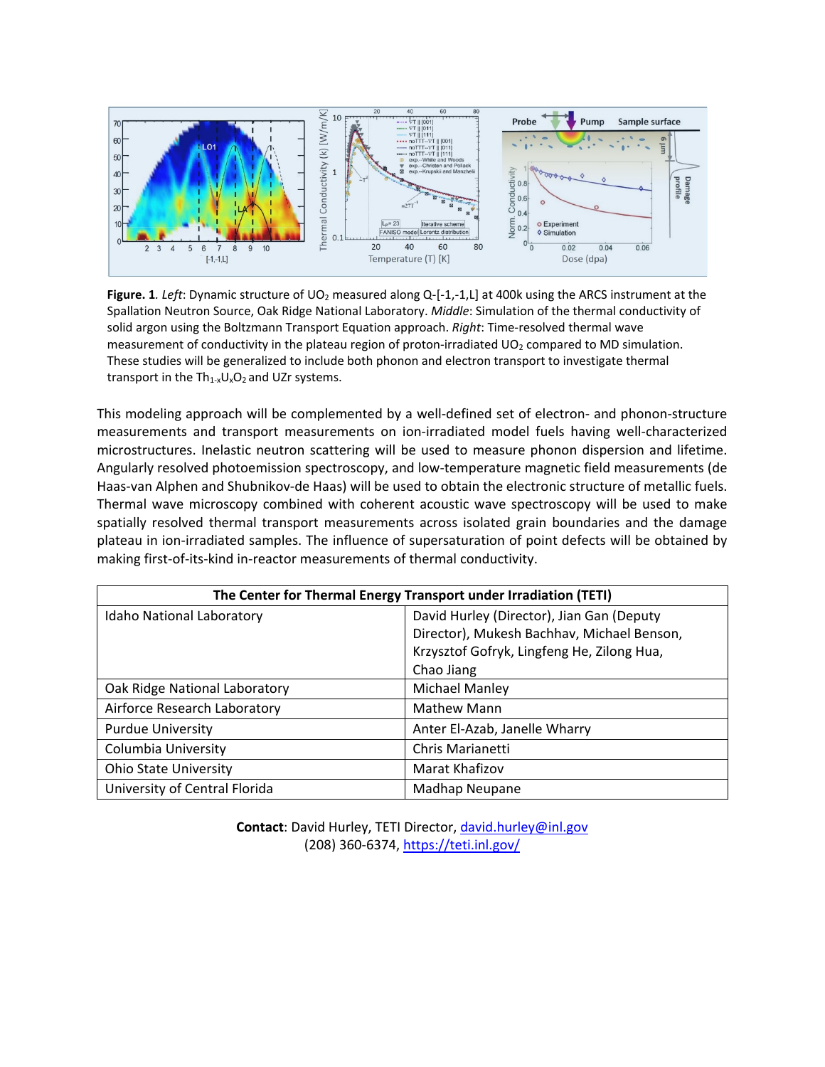[-1,-1,L]

LO1

LA

2 3 4 5 6 7 8 9 10

0 10 20 30 40 50 60 70

Thermal Conductivity (k) [W/m/K]

Temperature (T) [K]

20 40 60 80

0.1 1 10

$\sim T^3$

$\sim T^{-1}$

$L_p = 23$

FANISO model Lorentz distribution

Iterative scheme

exp.--White and Woods

exp.--Christen and Pollack

exp.--Krupskii and Manzhelii

Probe

Pump

Sample surface

6 μm

Damage profile

Norm. Conductivity

Dose (dpa)

0 0.02 0.04 0.06

0 0.2 0.4 0.6 0.8 1

Experiment

Simulation

**Figure. 1**. *Left*: Dynamic structure of $UO_2$ measured along Q-[-1,-1,L] at 400k using the ARCS instrument at the Spallation Neutron Source, Oak Ridge National Laboratory. *Middle*: Simulation of the thermal conductivity of solid argon using the Boltzmann Transport Equation approach. *Right*: Time-resolved thermal wave measurement of conductivity in the plateau region of proton-irradiated $UO_2$ compared to MD simulation. These studies will be generalized to include both phonon and electron transport to investigate thermal transport in the $Th_{1-x}U_xO_2$ and UZr systems.

This modeling approach will be complemented by a well-defined set of electron- and phonon-structure measurements and transport measurements on ion-irradiated model fuels having well-characterized microstructures. Inelastic neutron scattering will be used to measure phonon dispersion and lifetime. Angularly resolved photoemission spectroscopy, and low-temperature magnetic field measurements (de Haas-van Alphen and Shubnikov-de Haas) will be used to obtain the electronic structure of metallic fuels. Thermal wave microscopy combined with coherent acoustic wave spectroscopy will be used to make spatially resolved thermal transport measurements across isolated grain boundaries and the damage plateau in ion-irradiated samples. The influence of supersaturation of point defects will be obtained by making first-of-its-kind in-reactor measurements of thermal conductivity.

| The Center for Thermal Energy Transport under Irradiation (TETI) | |
|---|---|
| Idaho National Laboratory | David Hurley (Director), Jian Gan (Deputy Director), Mukesh Bachhav, Michael Benson, Krzysztof Gofryk, Lingfeng He, Zilong Hua, Chao Jiang |
| Oak Ridge National Laboratory | Michael Manley |
| Airforce Research Laboratory | Mathew Mann |
| Purdue University | Anter El-Azab, Janelle Wharry |
| Columbia University | Chris Marianetti |
| Ohio State University | Marat Khafizov |
| University of Central Florida | Madhap Neupane |

**Contact**: David Hurley, TETI Director, david.hurley@inl.gov
(208) 360-6374, https://teti.inl.gov/